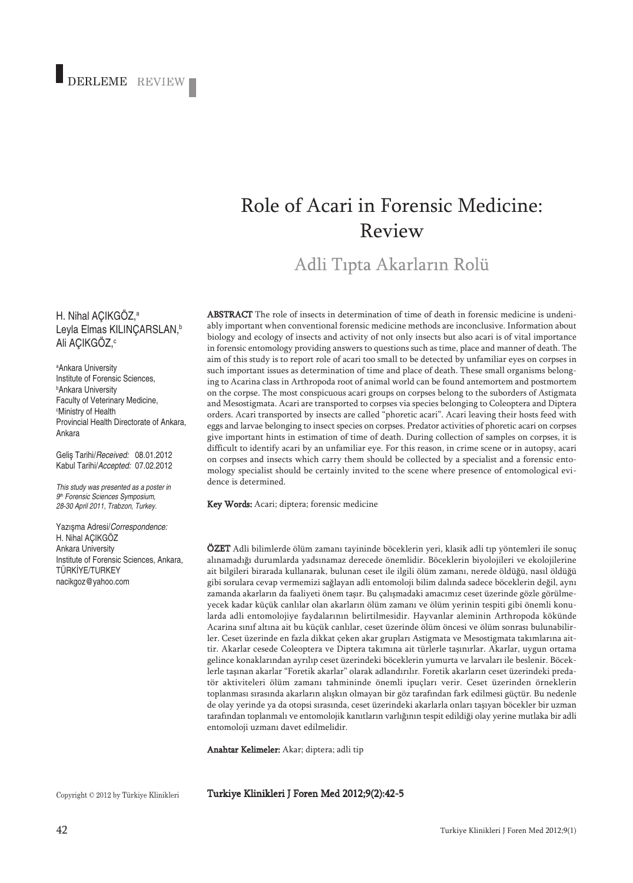DERLEME REVIEW

# Role of Acari in Forensic Medicine: Review

## Adli Tıpta Akarların Rolü

H. Nihal AÇIKGÖZ,[a]
Leyla Elmas KILINÇARSLAN,[b]
Ali AÇIKGÖZ,[c]

[a]Ankara University
Institute of Forensic Sciences,
[b]Ankara University
Faculty of Veterinary Medicine,
[c]Ministry of Health
Provincial Health Directorate of Ankara,
Ankara

Geliş Tarihi/*Received:* 08.01.2012
Kabul Tarihi/*Accepted:* 07.02.2012

*This study was presented as a poster in 9th Forensic Sciences Symposium, 28-30 April 2011, Trabzon, Turkey.*

Yazışma Adresi/*Correspondence:*
H. Nihal AÇIKGÖZ
Ankara University
Institute of Forensic Sciences, Ankara,
TÜRKİYE/TURKEY
nacikgoz@yahoo.com

**ABSTRACT** The role of insects in determination of time of death in forensic medicine is undeniably important when conventional forensic medicine methods are inconclusive. Information about biology and ecology of insects and activity of not only insects but also acari is of vital importance in forensic entomology providing answers to questions such as time, place and manner of death. The aim of this study is to report role of acari too small to be detected by unfamiliar eyes on corpses in such important issues as determination of time and place of death. These small organisms belonging to Acarina class in Arthropoda root of animal world can be found antemortem and postmortem on the corpse. The most conspicuous acari groups on corpses belong to the suborders of Astigmata and Mesostigmata. Acari are transported to corpses via species belonging to Coleoptera and Diptera orders. Acari transported by insects are called "phoretic acari". Acari leaving their hosts feed with eggs and larvae belonging to insect species on corpses. Predator activities of phoretic acari on corpses give important hints in estimation of time of death. During collection of samples on corpses, it is difficult to identify acari by an unfamiliar eye. For this reason, in crime scene or in autopsy, acari on corpses and insects which carry them should be collected by a specialist and a forensic entomology specialist should be certainly invited to the scene where presence of entomological evidence is determined.

**Key Words:** Acari; diptera; forensic medicine

**ÖZET** Adli bilimlerde ölüm zamanı tayininde böceklerin yeri, klasik adli tıp yöntemleri ile sonuç alınamadığı durumlarda yadsınamaz derecede önemlidir. Böceklerin biyolojileri ve ekolojilerine ait bilgileri birarada kullanarak, bulunan ceset ile ilgili ölüm zamanı, nerede öldüğü, nasıl öldüğü gibi sorulara cevap vermemizi sağlayan adli entomoloji bilim dalında sadece böceklerin değil, aynı zamanda akarların da faaliyeti önem taşır. Bu çalışmadaki amacımız ceset üzerinde gözle görülmeyecek kadar küçük canlılar olan akarların ölüm zamanı ve ölüm yerinin tespiti gibi önemli konularda adli entomolojiye faydalarının belirtilmesidir. Hayvanlar aleminin Arthropoda kökünde Acarina sınıf altına ait bu küçük canlılar, ceset üzerinde ölüm öncesi ve ölüm sonrası bulunabilirler. Ceset üzerinde en fazla dikkat çeken akar grupları Astigmata ve Mesostigmata takımlarına aittir. Akarlar cesede Coleoptera ve Diptera takımına ait türlerle taşınırlar. Akarlar, uygun ortama gelince konaklarından ayrılıp ceset üzerindeki böceklerin yumurta ve larvaları ile beslenir. Böceklerle taşınan akarlar "Foretik akarlar" olarak adlandırılır. Foretik akarların ceset üzerindeki predatör aktiviteleri ölüm zamanı tahmininde önemli ipuçları verir. Ceset üzerinden örneklerin toplanması sırasında akarların alışkın olmayan bir göz tarafından fark edilmesi güçtür. Bu nedenle de olay yerinde ya da otopsi sırasında, ceset üzerindeki akarlarla onları taşıyan böcekler bir uzman tarafından toplanmalı ve entomolojik kanıtların varlığının tespit edildiği olay yerine mutlaka bir adli entomoloji uzmanı davet edilmelidir.

**Anahtar Kelimeler:** Akar; diptera; adli tıp

Copyright © 2012 by Türkiye Klinikleri

**Turkiye Klinikleri J Foren Med 2012;9(2):42-5**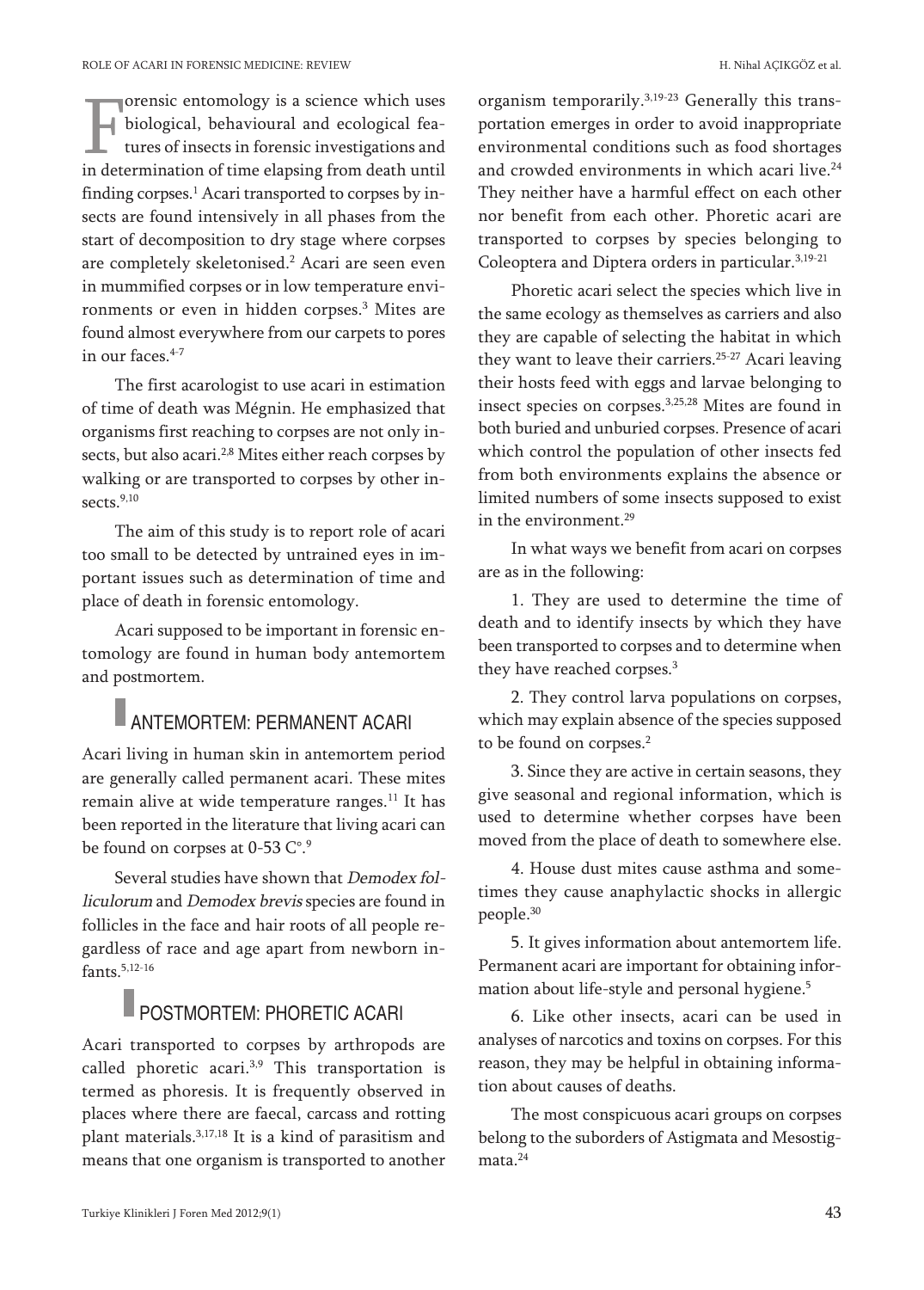Forensic entomology is a science which uses biological, behavioural and ecological features of insects in forensic investigations and in determination of time elapsing from death until finding corpses.[1] Acari transported to corpses by insects are found intensively in all phases from the start of decomposition to dry stage where corpses are completely skeletonised.[2] Acari are seen even in mummified corpses or in low temperature environments or even in hidden corpses.[3] Mites are found almost everywhere from our carpets to pores in our faces.[4-7]

The first acarologist to use acari in estimation of time of death was Mégnin. He emphasized that organisms first reaching to corpses are not only insects, but also acari.[2,8] Mites either reach corpses by walking or are transported to corpses by other insects.[9,10]

The aim of this study is to report role of acari too small to be detected by untrained eyes in important issues such as determination of time and place of death in forensic entomology.

Acari supposed to be important in forensic entomology are found in human body antemortem and postmortem.

## ANTEMORTEM: PERMANENT ACARI

Acari living in human skin in antemortem period are generally called permanent acari. These mites remain alive at wide temperature ranges.[11] It has been reported in the literature that living acari can be found on corpses at 0-53 C°.[9]

Several studies have shown that *Demodex folliculorum* and *Demodex brevis* species are found in follicles in the face and hair roots of all people regardless of race and age apart from newborn infants.[5,12-16]

## POSTMORTEM: PHORETIC ACARI

Acari transported to corpses by arthropods are called phoretic acari.[3,9] This transportation is termed as phoresis. It is frequently observed in places where there are faecal, carcass and rotting plant materials.[3,17,18] It is a kind of parasitism and means that one organism is transported to another organism temporarily.[3,19-23] Generally this transportation emerges in order to avoid inappropriate environmental conditions such as food shortages and crowded environments in which acari live.[24] They neither have a harmful effect on each other nor benefit from each other. Phoretic acari are transported to corpses by species belonging to Coleoptera and Diptera orders in particular.[3,19-21]

Phoretic acari select the species which live in the same ecology as themselves as carriers and also they are capable of selecting the habitat in which they want to leave their carriers.[25-27] Acari leaving their hosts feed with eggs and larvae belonging to insect species on corpses.[3,25,28] Mites are found in both buried and unburied corpses. Presence of acari which control the population of other insects fed from both environments explains the absence or limited numbers of some insects supposed to exist in the environment.[29]

In what ways we benefit from acari on corpses are as in the following:

1. They are used to determine the time of death and to identify insects by which they have been transported to corpses and to determine when they have reached corpses.[3]

2. They control larva populations on corpses, which may explain absence of the species supposed to be found on corpses.[2]

3. Since they are active in certain seasons, they give seasonal and regional information, which is used to determine whether corpses have been moved from the place of death to somewhere else.

4. House dust mites cause asthma and sometimes they cause anaphylactic shocks in allergic people.[30]

5. It gives information about antemortem life. Permanent acari are important for obtaining information about life-style and personal hygiene.[5]

6. Like other insects, acari can be used in analyses of narcotics and toxins on corpses. For this reason, they may be helpful in obtaining information about causes of deaths.

The most conspicuous acari groups on corpses belong to the suborders of Astigmata and Mesostigmata.[24]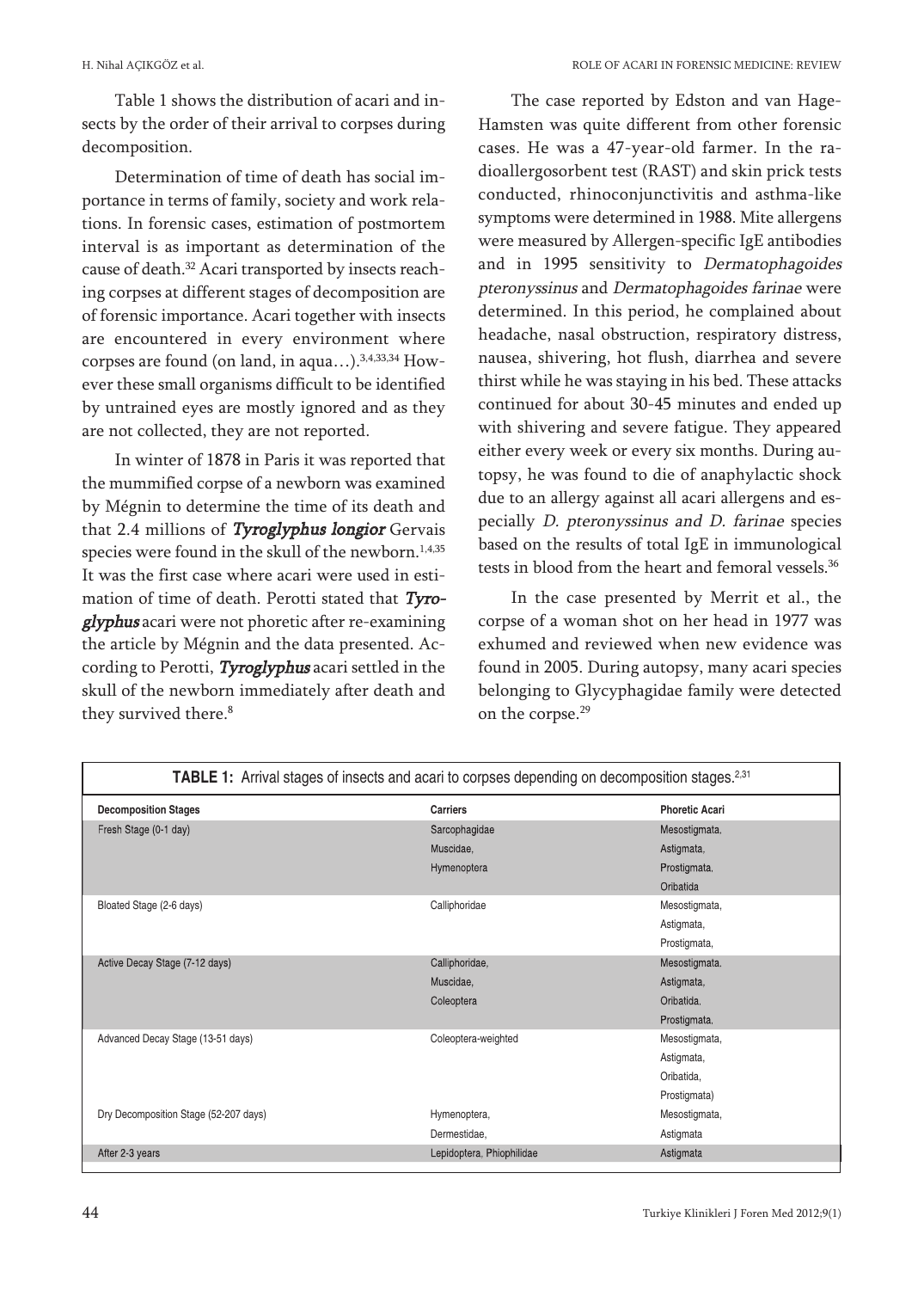Table 1 shows the distribution of acari and insects by the order of their arrival to corpses during decomposition.

Determination of time of death has social importance in terms of family, society and work relations. In forensic cases, estimation of postmortem interval is as important as determination of the cause of death.[32] Acari transported by insects reaching corpses at different stages of decomposition are of forensic importance. Acari together with insects are encountered in every environment where corpses are found (on land, in aqua…).[3,4,33,34] However these small organisms difficult to be identified by untrained eyes are mostly ignored and as they are not collected, they are not reported.

In winter of 1878 in Paris it was reported that the mummified corpse of a newborn was examined by Mégnin to determine the time of its death and that 2.4 millions of ***Tyroglyphus longior*** Gervais species were found in the skull of the newborn.[1,4,35] It was the first case where acari were used in estimation of time of death. Perotti stated that ***Tyroglyphus*** acari were not phoretic after re-examining the article by Mégnin and the data presented. According to Perotti, ***Tyroglyphus*** acari settled in the skull of the newborn immediately after death and they survived there.[8]

The case reported by Edston and van Hage-Hamsten was quite different from other forensic cases. He was a 47-year-old farmer. In the radioallergosorbent test (RAST) and skin prick tests conducted, rhinoconjunctivitis and asthma-like symptoms were determined in 1988. Mite allergens were measured by Allergen-specific IgE antibodies and in 1995 sensitivity to *Dermatophagoides pteronyssinus* and *Dermatophagoides farinae* were determined. In this period, he complained about headache, nasal obstruction, respiratory distress, nausea, shivering, hot flush, diarrhea and severe thirst while he was staying in his bed. These attacks continued for about 30-45 minutes and ended up with shivering and severe fatigue. They appeared either every week or every six months. During autopsy, he was found to die of anaphylactic shock due to an allergy against all acari allergens and especially *D. pteronyssinus and D. farinae* species based on the results of total IgE in immunological tests in blood from the heart and femoral vessels.[36]

In the case presented by Merrit et al., the corpse of a woman shot on her head in 1977 was exhumed and reviewed when new evidence was found in 2005. During autopsy, many acari species belonging to Glycyphagidae family were detected on the corpse.[29]

**TABLE 1:** Arrival stages of insects and acari to corpses depending on decomposition stages.[2,31]

| Decomposition Stages | Carriers | Phoretic Acari |
|---|---|---|
| Fresh Stage (0-1 day) | Sarcophagidae<br>Muscidae,<br>Hymenoptera | Mesostigmata,<br>Astigmata,<br>Prostigmata,<br>Oribatida |
| Bloated Stage (2-6 days) | Calliphoridae | Mesostigmata,<br>Astigmata,<br>Prostigmata, |
| Active Decay Stage (7-12 days) | Calliphoridae,<br>Muscidae,<br>Coleoptera | Mesostigmata.<br>Astigmata,<br>Oribatida.<br>Prostigmata, |
| Advanced Decay Stage (13-51 days) | Coleoptera-weighted | Mesostigmata,<br>Astigmata,<br>Oribatida,<br>Prostigmata) |
| Dry Decomposition Stage (52-207 days) | Hymenoptera,<br>Dermestidae, | Mesostigmata,<br>Astigmata |
| After 2-3 years | Lepidoptera, Phiophilidae | Astigmata |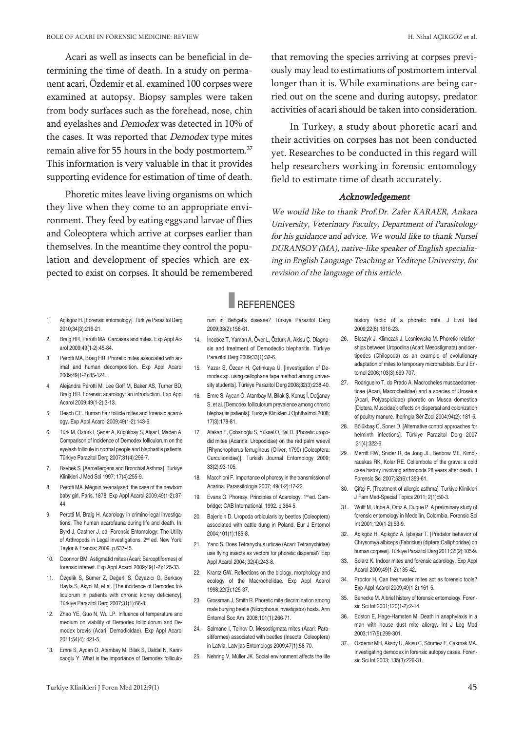Acari as well as insects can be beneficial in determining the time of death. In a study on permanent acari, Özdemir et al. examined 100 corpses were examined at autopsy. Biopsy samples were taken from body surfaces such as the forehead, nose, chin and eyelashes and *Demodex* was detected in 10% of the cases. It was reported that *Demodex* type mites remain alive for 55 hours in the body postmortem.[37] This information is very valuable in that it provides supporting evidence for estimation of time of death.

Phoretic mites leave living organisms on which they live when they come to an appropriate environment. They feed by eating eggs and larvae of flies and Coleoptera which arrive at corpses earlier than themselves. In the meantime they control the population and development of species which are expected to exist on corpses. It should be remembered that removing the species arriving at corpses previously may lead to estimations of postmortem interval longer than it is. While examinations are being carried out on the scene and during autopsy, predator activities of acari should be taken into consideration.

In Turkey, a study about phoretic acari and their activities on corpses has not been conducted yet. Researches to be conducted in this regard will help researchers working in forensic entomology field to estimate time of death accurately.

### Acknowledgement

*We would like to thank Prof.Dr. Zafer KARAER, Ankara University, Veterinary Faculty, Department of Parasitology for his guidance and advice. We would like to thank Nursel DURANSOY (MA), native-like speaker of English specializing in English Language Teaching at Yeditepe University, for revision of the language of this article.*

## REFERENCES

1. Açıkgöz H. [Forensic entomology]. Türkiye Parazitol Derg 2010;34(3):216-21.
2. Braig HR, Perotti MA. Carcases and mites. Exp Appl Acarol 2009;49(1-2):45-84.
3. Perotti MA, Braig HR. Phoretic mites associated with animal and human decomposition. Exp Appl Acarol 2009;49(1-2):85-124.
4. Alejandra Perotti M, Lee Goff M, Baker AS, Turner BD, Braig HR. Forensic acarology: an introduction. Exp Appl Acarol 2009;49(1-2):3-13.
5. Desch CE. Human hair follicle mites and forensic acarology. Exp Appl Acarol 2009;49(1-2):143-6.
6. Türk M, Öztürk I, Şener A, Küçükbay S, Afşar İ, Maden A. Comparison of incidence of Demodex folliculorum on the eyelash follicule in normal people and blepharitis patients. Türkiye Parazitol Derg 2007;31(4):296-7.
7. Bavbek S. [Aeroallergens and Bronchial Asthma]. Turkiye Klinikleri J Med Sci 1997; 17(4):255-9.
8. Perotti MA. Mégnin re-analysed: the case of the newborn baby girl, Paris, 1878. Exp Appl Acarol 2009;49(1-2):37-44.
9. Perotti M, Braig H. Acarology in crimino-legal investigations: The human acarofauna during life and death. In: Byrd J, Castner J, ed. Forensic Entomology: The Utility of Arthropods in Legal Investigations. 2nd ed. New York: Taylor & Francis; 2009. p.637-45.
10. Oconnor BM. Astigmatid mites (Acari: Sarcoptiformes) of forensic interest. Exp Appl Acarol 2009;49(1-2):125-33.
11. Özçelik S, Sümer Z, Değerli S, Özyazıcı G, Berksoy Hayta S, Akyol M, et al. [The incidence of Demodex folliculorum in patients with chronic kidney deficiency]. Türkiye Parazitol Derg 2007;31(1):66-8.
12. Zhao YE, Guo N, Wu LP. Influence of temperature and medium on viability of Demodex folliculorum and Demodex brevis (Acari: Demodicidae). Exp Appl Acarol 2011;54(4): 421-5.
13. Emre S, Aycan O, Atambay M, Bilak S, Daldal N, Karincaoglu Y. What is the importance of Demodex folliculorum in Behçet's disease? Türkiye Parazitol Derg 2009;33(2):158-61.
14. İnceboz T, Yaman A, Över L, Öztürk A, Akisu Ç. Diagnosis and treatment of Demodectic blepharitis. Türkiye Parazitol Derg 2009;33(1):32-6.
15. Yazar S, Özcan H, Çetinkaya Ü. [Investigation of Demodex sp. using cellophane tape method among university students]. Türkiye Parazitol Derg 2008;32(3):238-40.
16. Emre S, Aycan Ö, Atambay M, Bilak Ş, Konuş İ, Doğanay S, et al. [Demodex folliculorum prevalence among chronic blepharitis patients]. Turkiye Klinikleri J Ophthalmol 2008; 17(3):178-81.
17. Atakan E, Çobanoğlu S, Yüksel O, Bal D. [Phoretic uropodid mites (Acarina: Uropodidae) on the red palm weevil [Rhynchophorus ferrugineus (Oliver, 1790) (Coleoptera: Curculionidae)]. Turkish Journal Entomology 2009; 33(2):93-105.
18. Macchioni F. Importance of phoresy in the transmission of Acarina. Parassitologia 2007; 49(1-2):17-22.
19. Evans G. Phoresy. Principles of Acarology. 1st ed. Cambridge: CAB International; 1992. p.364-5.
20. Bajerlein D. Uropoda orbicularis by beetles (Coleoptera) associated with cattle dung in Poland. Eur J Entomol 2004;101(1):185-8.
21. Yano S. Does Tetranychus urticae (Acari: Tetranychidae) use flying insects as vectors for phoretic dispersal? Exp Appl Acarol 2004; 32(4):243-8.
22. Krantz GW. Reflections on the biology, morphology and ecology of the Macrochelidae. Exp Appl Acarol 1998;22(3):125-37.
23. Grossman J, Smith R. Phoretic mite discrimination among male burying beetle (Nicrophorus investigator) hosts. Ann Entomol Soc Am 2008;101(1):266-71.
24. Salmane I, Telnov D. Mesostigmata mites (Acari: Parasitiformes) associated with beetles (Insecta: Coleoptera) in Latvia. Latvijas Entomologs 2009;47(1):58-70.
25. Nehring V, Müller JK. Social environment affects the life history tactic of a phoretic mite. J Evol Biol 2009;22(8):1616-23.
26. Bloszyk J, Klimczak J, Lesniewska M. Phoretic relationships between Uropodina (Acari: Mesostigmata) and centipedes (Chilopoda) as an example of evolutionary adaptation of mites to temporary microhabitats. Eur J Entomol 2006;103(3):699-707.
27. Rodrigueiro T, do Prado A. Macrocheles muscaedomesticae (Acari, Macrochelidae) and a species of Uroseius (Acari, Polyaspididae) phoretic on Musca domestica (Diptera, Muscidae): effects on dispersal and colonization of poultry manure. Iheringia Sér Zool 2004;94(2): 181-5.
28. Bölükbaş C, Soner D. [Alternative control approaches for helminth infections]. Türkiye Parazitol Derg 2007 ;31(4):322-6.
29. Merritt RW, Snider R, de Jong JL, Benbow ME, Kimbirauskas RK, Kolar RE. Collembola of the grave: a cold case history involving arthropods 28 years after death. J Forensic Sci 2007;52(6):1359-61.
30. Çiftçi F. [Treatment of allergic asthma]. Turkiye Klinikleri J Fam Med-Special Topics 2011; 2(1):50-3.
31. Wolff M, Uribe A, Ortiz A, Duque P. A preliminary study of forensic entomology in Medellín, Colombia. Forensic Sci Int 2001;120(1-2):53-9.
32. Açıkgöz H, Açıkgöz A, İşbaşar T. [Predator behavior of Chrysomya albiceps (Fabricius) (diptera:Calliphoridae) on human corpses]. Türkiye Parazitol Derg 2011;35(2):105-9.
33. Solarz K. Indoor mites and forensic acarology. Exp Appl Acarol 2009;49(1-2):135-42.
34. Proctor H. Can freshwater mites act as forensic tools? Exp Appl Acarol 2009;49(1-2):161-5.
35. Benecke M. A brief history of forensic entomology. Forensic Sci Int 2001;120(1-2):2-14.
36. Edston E, Hage-Hamsten M. Death in anaphylaxis in a man with house dust mite allergy. Int J Leg Med 2003;117(5):299-301.
37. Ozdemir MH, Aksoy U, Akisu C, Sönmez E, Cakmak MA. Investigating demodex in forensic autopsy cases. Forensic Sci Int 2003; 135(3):226-31.